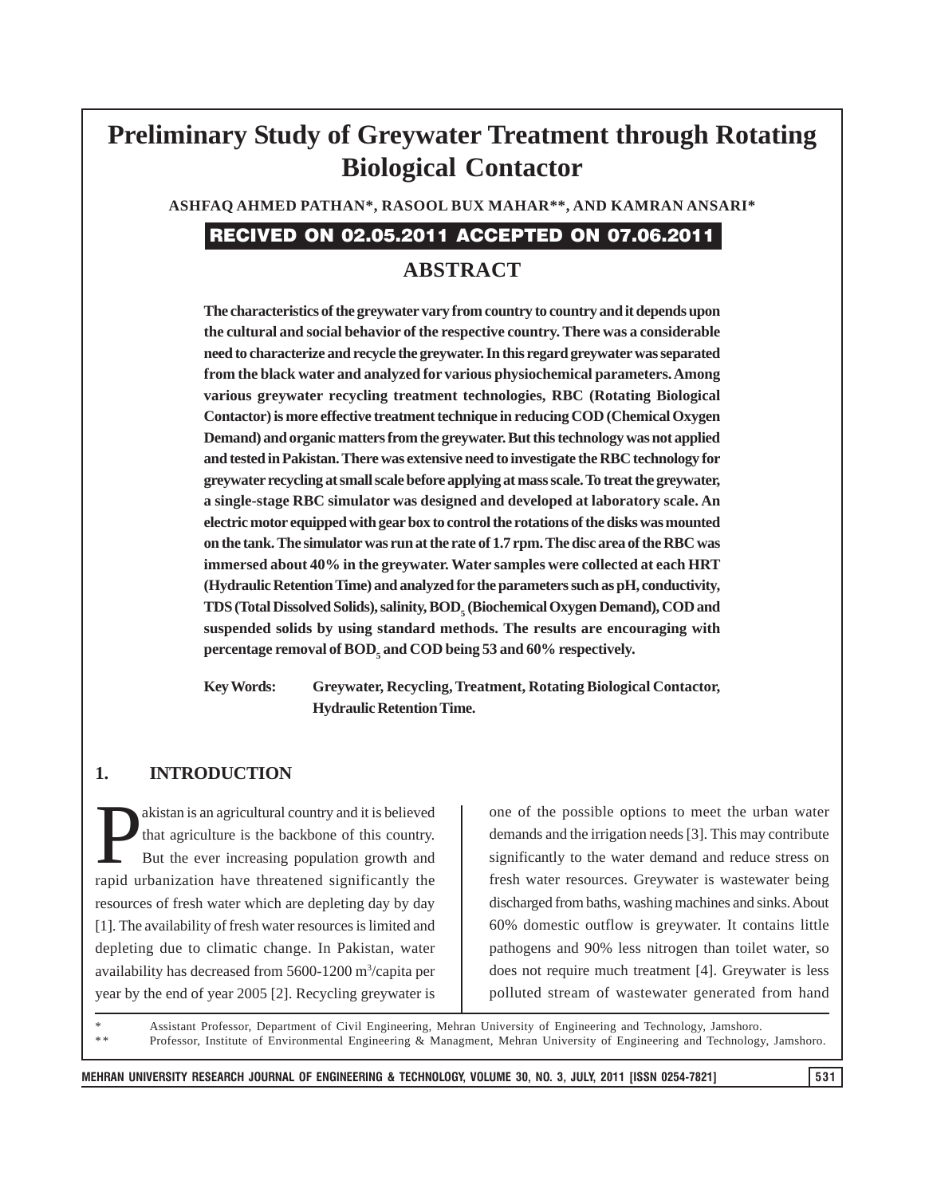# Preliminary Study of Greywater Treatment through Rotating Biological Contactor

**ASHFAQ AHMED PATHAN*, RASOOL BUX MAHAR**, AND KAMRAN ANSARI***

**RECIVED ON 02.05.2011 ACCEPTED ON 07.06.2011**

## ABSTRACT

**The characteristics of the greywater vary from country to country and it depends upon the cultural and social behavior of the respective country. There was a considerable need to characterize and recycle the greywater. In this regard greywater was separated from the black water and analyzed for various physiochemical parameters. Among various greywater recycling treatment technologies, RBC (Rotating Biological Contactor) is more effective treatment technique in reducing COD (Chemical Oxygen Demand) and organic matters from the greywater. But this technology was not applied and tested in Pakistan. There was extensive need to investigate the RBC technology for greywater recycling at small scale before applying at mass scale. To treat the greywater, a single-stage RBC simulator was designed and developed at laboratory scale. An electric motor equipped with gear box to control the rotations of the disks was mounted on the tank. The simulator was run at the rate of 1.7 rpm. The disc area of the RBC was immersed about 40% in the greywater. Water samples were collected at each HRT (Hydraulic Retention Time) and analyzed for the parameters such as pH, conductivity, TDS (Total Dissolved Solids), salinity, $BOD_5$ (Biochemical Oxygen Demand), COD and suspended solids by using standard methods. The results are encouraging with percentage removal of $BOD_5$ and COD being 53 and 60% respectively.**

**Key Words: Greywater, Recycling, Treatment, Rotating Biological Contactor, Hydraulic Retention Time.**

## 1. INTRODUCTION

Pakistan is an agricultural country and it is believed that agriculture is the backbone of this country. But the ever increasing population growth and rapid urbanization have threatened significantly the resources of fresh water which are depleting day by day [1]. The availability of fresh water resources is limited and depleting due to climatic change. In Pakistan, water availability has decreased from 5600-1200 $m^3$/capita per year by the end of year 2005 [2]. Recycling greywater is one of the possible options to meet the urban water demands and the irrigation needs [3]. This may contribute significantly to the water demand and reduce stress on fresh water resources. Greywater is wastewater being discharged from baths, washing machines and sinks. About 60% domestic outflow is greywater. It contains little pathogens and 90% less nitrogen than toilet water, so does not require much treatment [4]. Greywater is less polluted stream of wastewater generated from hand

\* Assistant Professor, Department of Civil Engineering, Mehran University of Engineering and Technology, Jamshoro.

\*\* Professor, Institute of Environmental Engineering & Managment, Mehran University of Engineering and Technology, Jamshoro.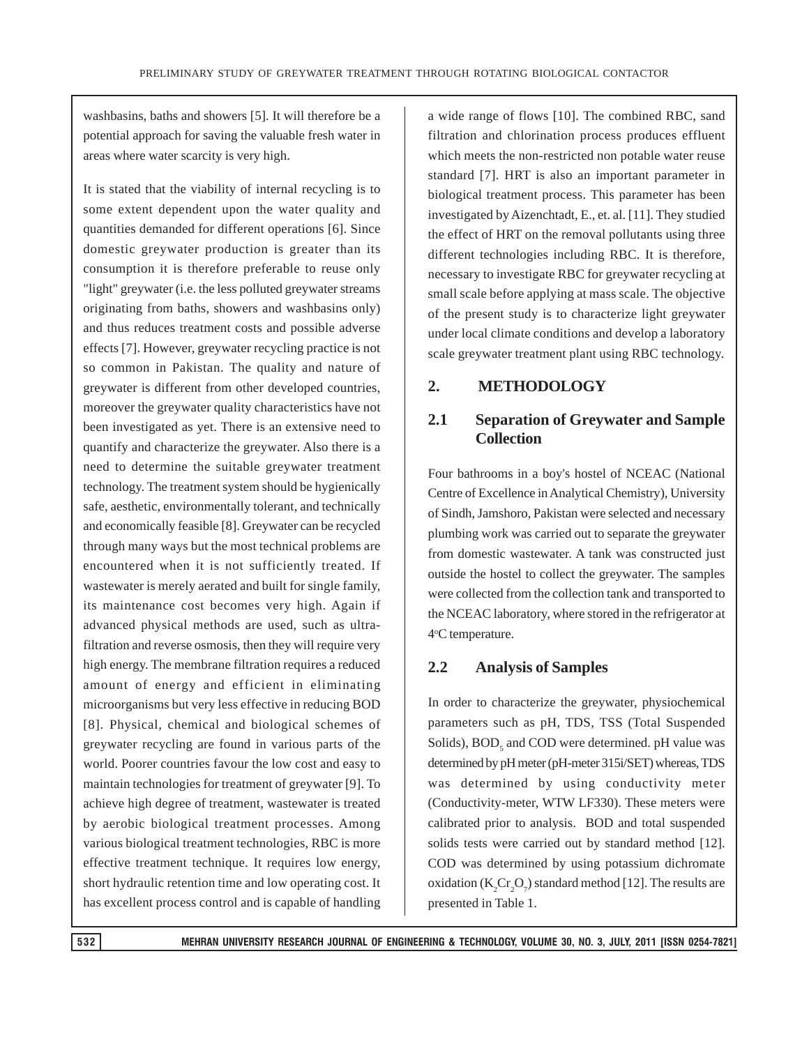washbasins, baths and showers [5]. It will therefore be a potential approach for saving the valuable fresh water in areas where water scarcity is very high.

It is stated that the viability of internal recycling is to some extent dependent upon the water quality and quantities demanded for different operations [6]. Since domestic greywater production is greater than its consumption it is therefore preferable to reuse only "light" greywater (i.e. the less polluted greywater streams originating from baths, showers and washbasins only) and thus reduces treatment costs and possible adverse effects [7]. However, greywater recycling practice is not so common in Pakistan. The quality and nature of greywater is different from other developed countries, moreover the greywater quality characteristics have not been investigated as yet. There is an extensive need to quantify and characterize the greywater. Also there is a need to determine the suitable greywater treatment technology. The treatment system should be hygienically safe, aesthetic, environmentally tolerant, and technically and economically feasible [8]. Greywater can be recycled through many ways but the most technical problems are encountered when it is not sufficiently treated. If wastewater is merely aerated and built for single family, its maintenance cost becomes very high. Again if advanced physical methods are used, such as ultra-filtration and reverse osmosis, then they will require very high energy. The membrane filtration requires a reduced amount of energy and efficient in eliminating microorganisms but very less effective in reducing BOD [8]. Physical, chemical and biological schemes of greywater recycling are found in various parts of the world. Poorer countries favour the low cost and easy to maintain technologies for treatment of greywater [9]. To achieve high degree of treatment, wastewater is treated by aerobic biological treatment processes. Among various biological treatment technologies, RBC is more effective treatment technique. It requires low energy, short hydraulic retention time and low operating cost. It has excellent process control and is capable of handling a wide range of flows [10]. The combined RBC, sand filtration and chlorination process produces effluent which meets the non-restricted non potable water reuse standard [7]. HRT is also an important parameter in biological treatment process. This parameter has been investigated by Aizenchtadt, E., et. al. [11]. They studied the effect of HRT on the removal pollutants using three different technologies including RBC. It is therefore, necessary to investigate RBC for greywater recycling at small scale before applying at mass scale. The objective of the present study is to characterize light greywater under local climate conditions and develop a laboratory scale greywater treatment plant using RBC technology.

## 2. METHODOLOGY

### 2.1 Separation of Greywater and Sample Collection

Four bathrooms in a boy's hostel of NCEAC (National Centre of Excellence in Analytical Chemistry), University of Sindh, Jamshoro, Pakistan were selected and necessary plumbing work was carried out to separate the greywater from domestic wastewater. A tank was constructed just outside the hostel to collect the greywater. The samples were collected from the collection tank and transported to the NCEAC laboratory, where stored in the refrigerator at 4$^{o}$C temperature.

### 2.2 Analysis of Samples

In order to characterize the greywater, physiochemical parameters such as pH, TDS, TSS (Total Suspended Solids), $BOD_5$ and COD were determined. pH value was determined by pH meter (pH-meter 315i/SET) whereas, TDS was determined by using conductivity meter (Conductivity-meter, WTW LF330). These meters were calibrated prior to analysis. BOD and total suspended solids tests were carried out by standard method [12]. COD was determined by using potassium dichromate oxidation ($K_2Cr_2O_7$) standard method [12]. The results are presented in Table 1.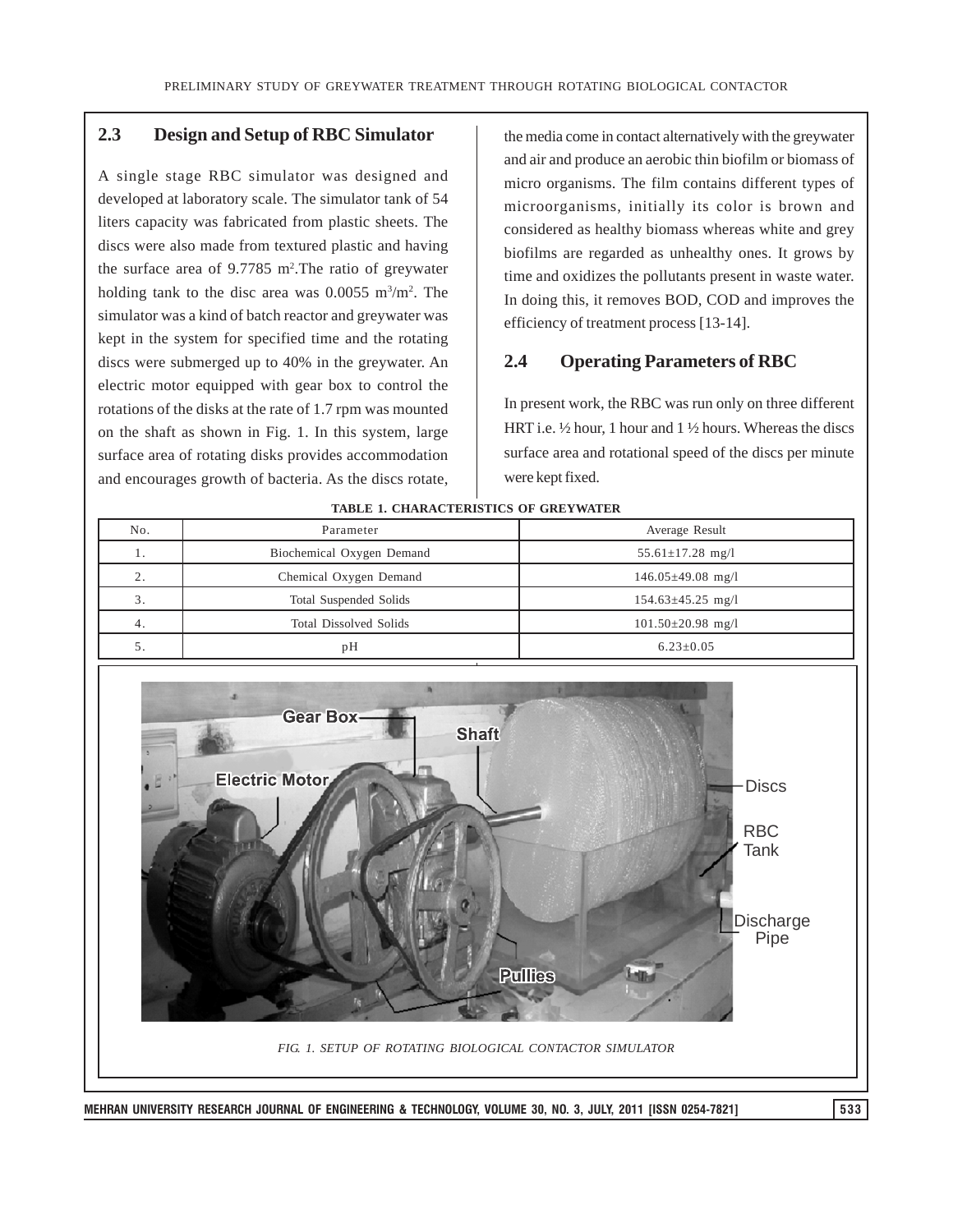## 2.3 Design and Setup of RBC Simulator

A single stage RBC simulator was designed and developed at laboratory scale. The simulator tank of 54 liters capacity was fabricated from plastic sheets. The discs were also made from textured plastic and having the surface area of 9.7785 $m^2$.The ratio of greywater holding tank to the disc area was 0.0055 $m^3/m^2$. The simulator was a kind of batch reactor and greywater was kept in the system for specified time and the rotating discs were submerged up to 40% in the greywater. An electric motor equipped with gear box to control the rotations of the disks at the rate of 1.7 rpm was mounted on the shaft as shown in Fig. 1. In this system, large surface area of rotating disks provides accommodation and encourages growth of bacteria. As the discs rotate, the media come in contact alternatively with the greywater and air and produce an aerobic thin biofilm or biomass of micro organisms. The film contains different types of microorganisms, initially its color is brown and considered as healthy biomass whereas white and grey biofilms are regarded as unhealthy ones. It grows by time and oxidizes the pollutants present in waste water. In doing this, it removes BOD, COD and improves the efficiency of treatment process [13-14].

## 2.4 Operating Parameters of RBC

In present work, the RBC was run only on three different HRT i.e. ½ hour, 1 hour and 1 ½ hours. Whereas the discs surface area and rotational speed of the discs per minute were kept fixed.

TABLE 1. CHARACTERISTICS OF GREYWATER

| No. | Parameter | Average Result |
|---|---|---|
| 1. | Biochemical Oxygen Demand | 55.61±17.28 mg/l |
| 2. | Chemical Oxygen Demand | 146.05±49.08 mg/l |
| 3. | Total Suspended Solids | 154.63±45.25 mg/l |
| 4. | Total Dissolved Solids | 101.50±20.98 mg/l |
| 5. | pH | 6.23±0.05 |

FIG. 1. SETUP OF ROTATING BIOLOGICAL CONTACTOR SIMULATOR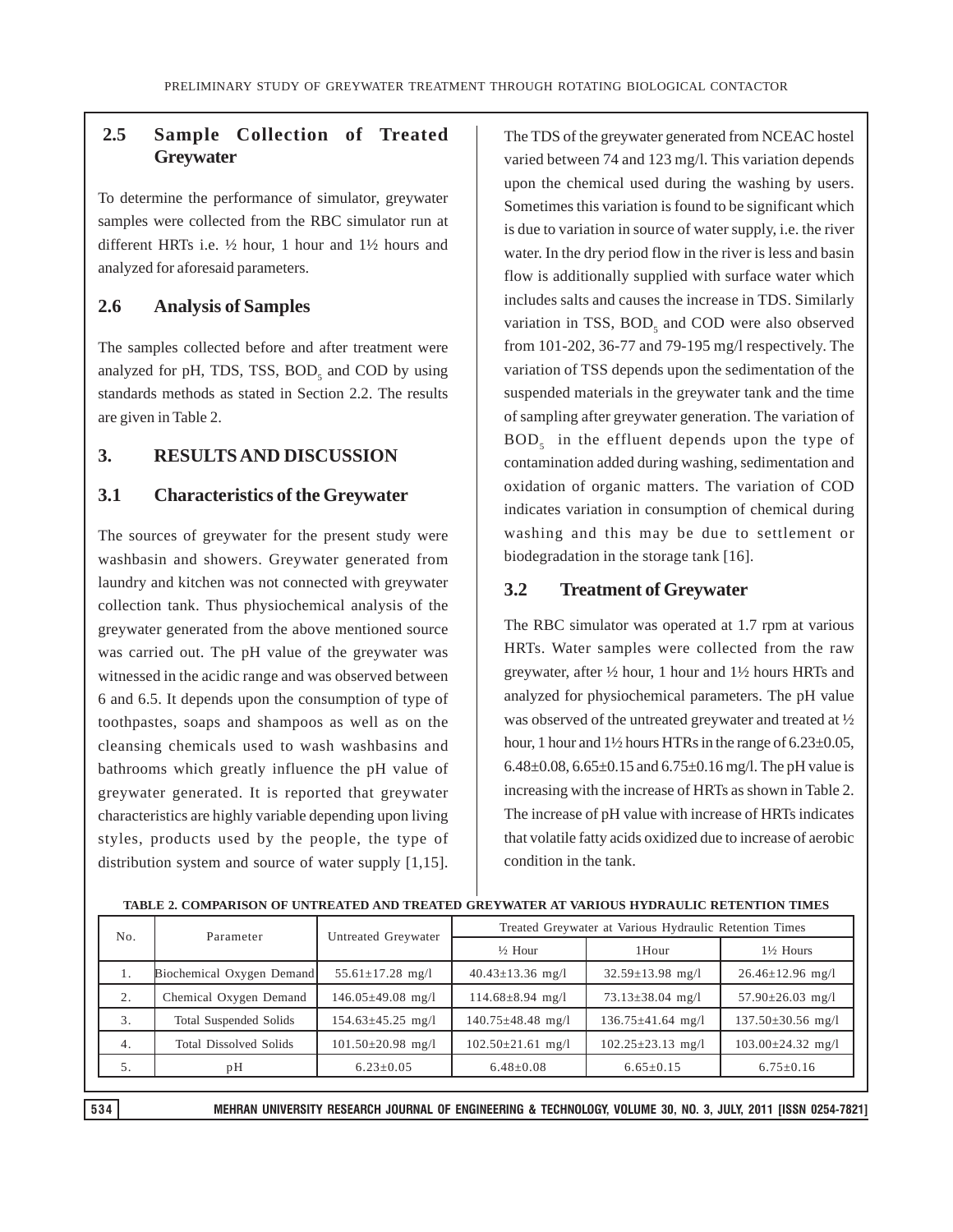## 2.5 Sample Collection of Treated Greywater

To determine the performance of simulator, greywater samples were collected from the RBC simulator run at different HRTs i.e. ½ hour, 1 hour and 1½ hours and analyzed for aforesaid parameters.

## 2.6 Analysis of Samples

The samples collected before and after treatment were analyzed for pH, TDS, TSS, $BOD_5$ and COD by using standards methods as stated in Section 2.2. The results are given in Table 2.

# 3. RESULTS AND DISCUSSION

## 3.1 Characteristics of the Greywater

The sources of greywater for the present study were washbasin and showers. Greywater generated from laundry and kitchen was not connected with greywater collection tank. Thus physiochemical analysis of the greywater generated from the above mentioned source was carried out. The pH value of the greywater was witnessed in the acidic range and was observed between 6 and 6.5. It depends upon the consumption of type of toothpastes, soaps and shampoos as well as on the cleansing chemicals used to wash washbasins and bathrooms which greatly influence the pH value of greywater generated. It is reported that greywater characteristics are highly variable depending upon living styles, products used by the people, the type of distribution system and source of water supply [1,15].

The TDS of the greywater generated from NCEAC hostel varied between 74 and 123 mg/l. This variation depends upon the chemical used during the washing by users. Sometimes this variation is found to be significant which is due to variation in source of water supply, i.e. the river water. In the dry period flow in the river is less and basin flow is additionally supplied with surface water which includes salts and causes the increase in TDS. Similarly variation in TSS, $BOD_5$ and COD were also observed from 101-202, 36-77 and 79-195 mg/l respectively. The variation of TSS depends upon the sedimentation of the suspended materials in the greywater tank and the time of sampling after greywater generation. The variation of $BOD_5$ in the effluent depends upon the type of contamination added during washing, sedimentation and oxidation of organic matters. The variation of COD indicates variation in consumption of chemical during washing and this may be due to settlement or biodegradation in the storage tank [16].

## 3.2 Treatment of Greywater

The RBC simulator was operated at 1.7 rpm at various HRTs. Water samples were collected from the raw greywater, after ½ hour, 1 hour and 1½ hours HRTs and analyzed for physiochemical parameters. The pH value was observed of the untreated greywater and treated at ½ hour, 1 hour and 1½ hours HTRs in the range of 6.23±0.05, 6.48±0.08, 6.65±0.15 and 6.75±0.16 mg/l. The pH value is increasing with the increase of HRTs as shown in Table 2. The increase of pH value with increase of HRTs indicates that volatile fatty acids oxidized due to increase of aerobic condition in the tank.

**TABLE 2. COMPARISON OF UNTREATED AND TREATED GREYWATER AT VARIOUS HYDRAULIC RETENTION TIMES**

| No. | Parameter | Untreated Greywater | Treated Greywater at Various Hydraulic Retention Times | | |
|---|---|---|---|---|---|
| | | | ½ Hour | 1Hour | 1½ Hours |
| 1. | Biochemical Oxygen Demand | 55.61±17.28 mg/l | 40.43±13.36 mg/l | 32.59±13.98 mg/l | 26.46±12.96 mg/l |
| 2. | Chemical Oxygen Demand | 146.05±49.08 mg/l | 114.68±8.94 mg/l | 73.13±38.04 mg/l | 57.90±26.03 mg/l |
| 3. | Total Suspended Solids | 154.63±45.25 mg/l | 140.75±48.48 mg/l | 136.75±41.64 mg/l | 137.50±30.56 mg/l |
| 4. | Total Dissolved Solids | 101.50±20.98 mg/l | 102.50±21.61 mg/l | 102.25±23.13 mg/l | 103.00±24.32 mg/l |
| 5. | pH | 6.23±0.05 | 6.48±0.08 | 6.65±0.15 | 6.75±0.16 |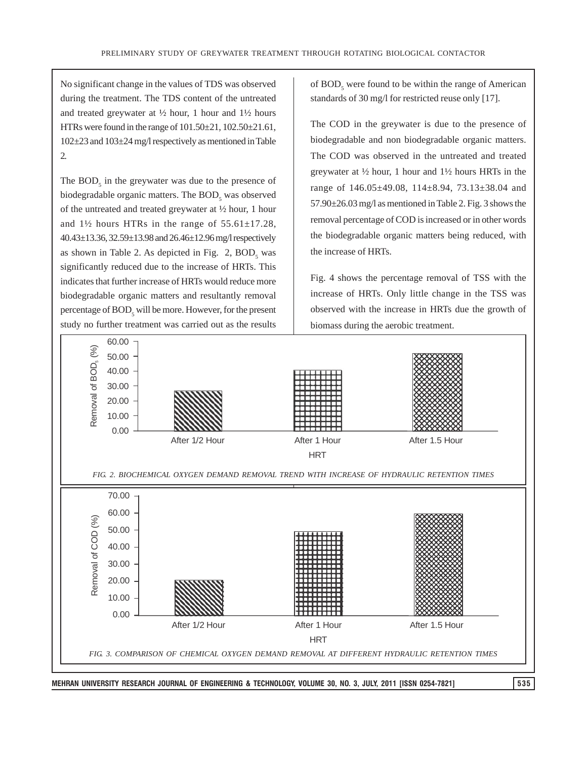No significant change in the values of TDS was observed during the treatment. The TDS content of the untreated and treated greywater at ½ hour, 1 hour and 1½ hours HTRs were found in the range of 101.50±21, 102.50±21.61, 102±23 and 103±24 mg/l respectively as mentioned in Table 2.

The $BOD_5$ in the greywater was due to the presence of biodegradable organic matters. The $BOD_5$ was observed of the untreated and treated greywater at ½ hour, 1 hour and 1½ hours HTRs in the range of 55.61±17.28, 40.43±13.36, 32.59±13.98 and 26.46±12.96 mg/l respectively as shown in Table 2. As depicted in Fig. 2, $BOD_5$ was significantly reduced due to the increase of HRTs. This indicates that further increase of HRTs would reduce more biodegradable organic matters and resultantly removal percentage of $BOD_5$ will be more. However, for the present study no further treatment was carried out as the results of $BOD_5$ were found to be within the range of American standards of 30 mg/l for restricted reuse only [17].

The COD in the greywater is due to the presence of biodegradable and non biodegradable organic matters. The COD was observed in the untreated and treated greywater at ½ hour, 1 hour and 1½ hours HRTs in the range of 146.05±49.08, 114±8.94, 73.13±38.04 and 57.90±26.03 mg/l as mentioned in Table 2. Fig. 3 shows the removal percentage of COD is increased or in other words the biodegradable organic matters being reduced, with the increase of HRTs.

Fig. 4 shows the percentage removal of TSS with the increase of HRTs. Only little change in the TSS was observed with the increase in HRTs due the growth of biomass during the aerobic treatment.

FIG. 2. BIOCHEMICAL OXYGEN DEMAND REMOVAL TREND WITH INCREASE OF HYDRAULIC RETENTION TIMES

FIG. 3. COMPARISON OF CHEMICAL OXYGEN DEMAND REMOVAL AT DIFFERENT HYDRAULIC RETENTION TIMES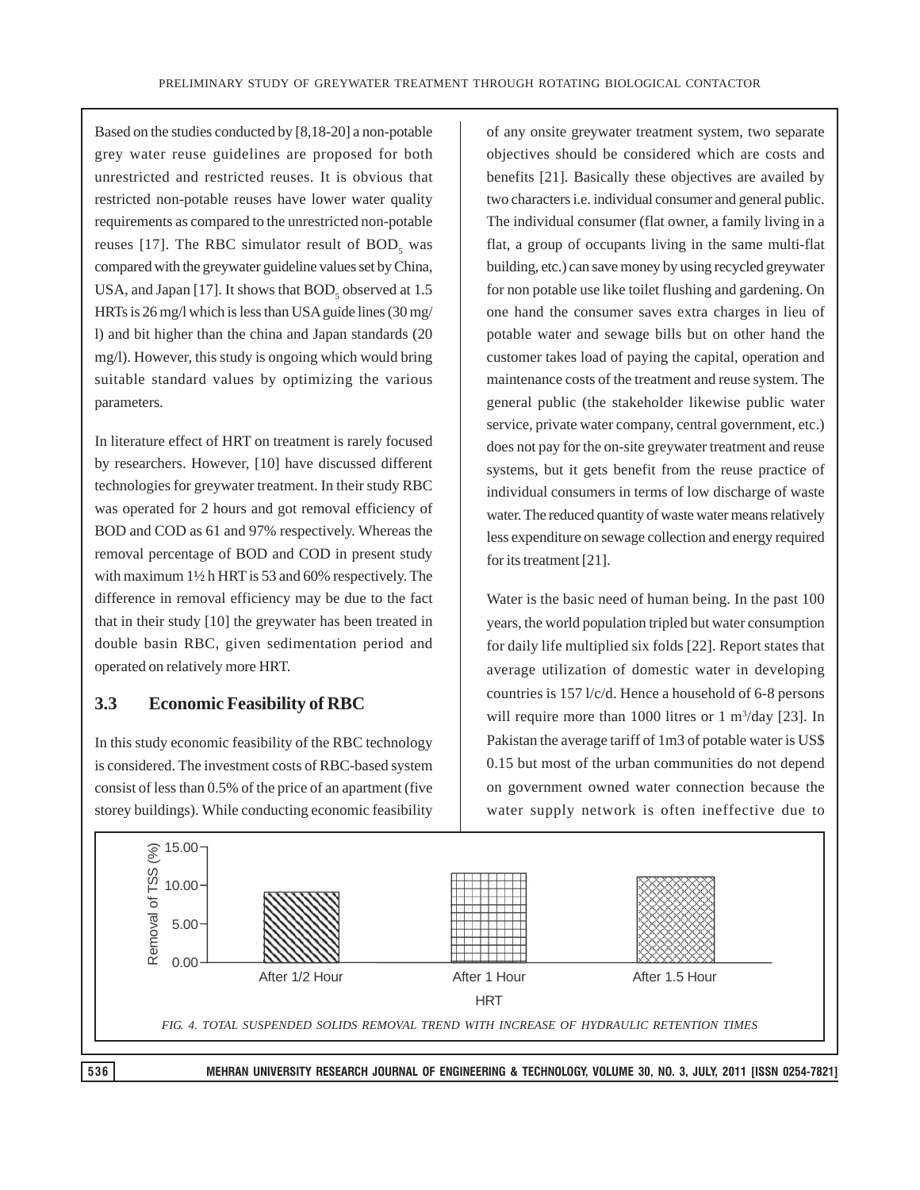Based on the studies conducted by [8,18-20] a non-potable grey water reuse guidelines are proposed for both unrestricted and restricted reuses. It is obvious that restricted non-potable reuses have lower water quality requirements as compared to the unrestricted non-potable reuses [17]. The RBC simulator result of $BOD_5$ was compared with the greywater guideline values set by China, USA, and Japan [17]. It shows that $BOD_5$ observed at 1.5 HRTs is 26 mg/l which is less than USA guide lines (30 mg/l) and bit higher than the china and Japan standards (20 mg/l). However, this study is ongoing which would bring suitable standard values by optimizing the various parameters.

In literature effect of HRT on treatment is rarely focused by researchers. However, [10] have discussed different technologies for greywater treatment. In their study RBC was operated for 2 hours and got removal efficiency of BOD and COD as 61 and 97% respectively. Whereas the removal percentage of BOD and COD in present study with maximum 1½ h HRT is 53 and 60% respectively. The difference in removal efficiency may be due to the fact that in their study [10] the greywater has been treated in double basin RBC, given sedimentation period and operated on relatively more HRT.

### 3.3 Economic Feasibility of RBC

In this study economic feasibility of the RBC technology is considered. The investment costs of RBC-based system consist of less than 0.5% of the price of an apartment (five storey buildings). While conducting economic feasibility of any onsite greywater treatment system, two separate objectives should be considered which are costs and benefits [21]. Basically these objectives are availed by two characters i.e. individual consumer and general public. The individual consumer (flat owner, a family living in a flat, a group of occupants living in the same multi-flat building, etc.) can save money by using recycled greywater for non potable use like toilet flushing and gardening. On one hand the consumer saves extra charges in lieu of potable water and sewage bills but on other hand the customer takes load of paying the capital, operation and maintenance costs of the treatment and reuse system. The general public (the stakeholder likewise public water service, private water company, central government, etc.) does not pay for the on-site greywater treatment and reuse systems, but it gets benefit from the reuse practice of individual consumers in terms of low discharge of waste water. The reduced quantity of waste water means relatively less expenditure on sewage collection and energy required for its treatment [21].

Water is the basic need of human being. In the past 100 years, the world population tripled but water consumption for daily life multiplied six folds [22]. Report states that average utilization of domestic water in developing countries is 157 l/c/d. Hence a household of 6-8 persons will require more than 1000 litres or 1 $m^3$/day [23]. In Pakistan the average tariff of 1m3 of potable water is US$ 0.15 but most of the urban communities do not depend on government owned water connection because the water supply network is often ineffective due to

*FIG. 4. TOTAL SUSPENDED SOLIDS REMOVAL TREND WITH INCREASE OF HYDRAULIC RETENTION TIMES*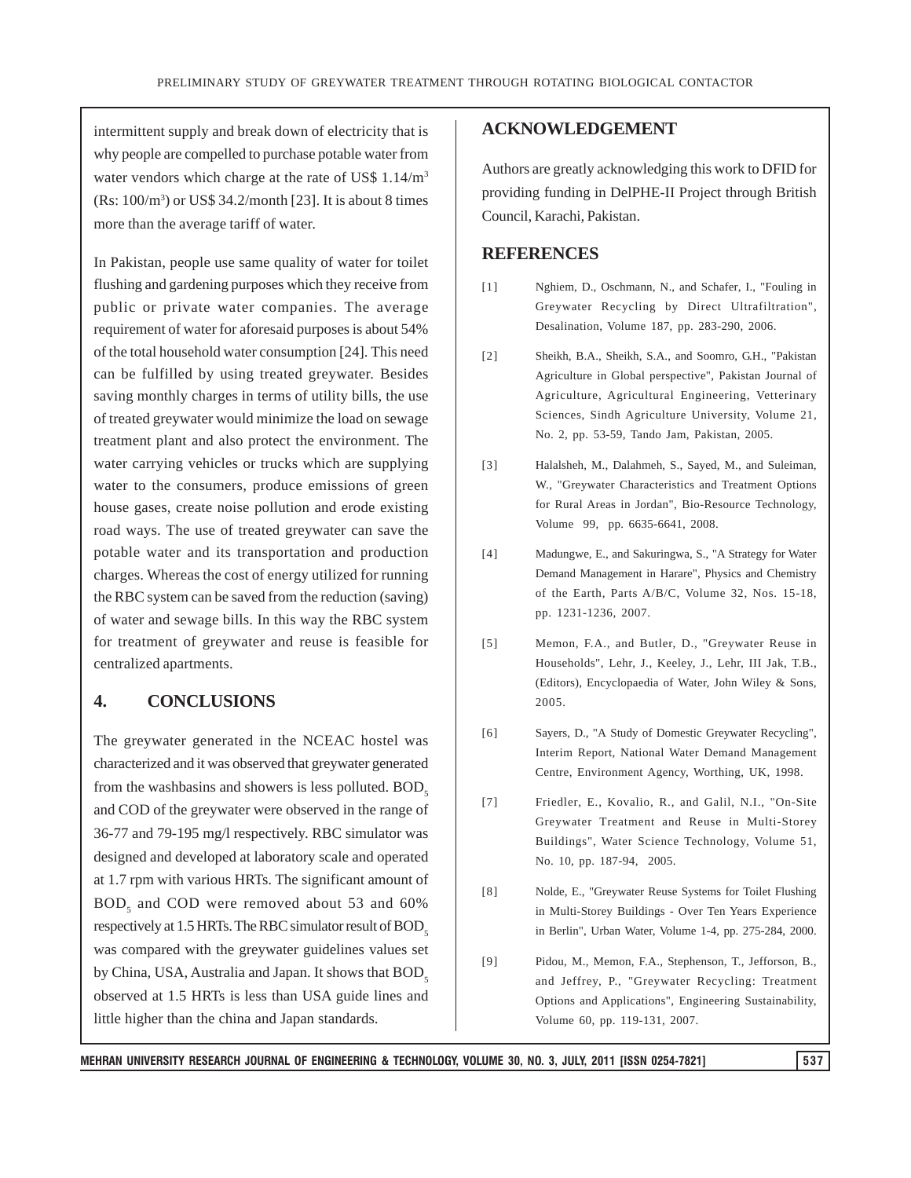intermittent supply and break down of electricity that is why people are compelled to purchase potable water from water vendors which charge at the rate of US$ 1.14/$m^3$ (Rs: 100/$m^3$) or US$ 34.2/month [23]. It is about 8 times more than the average tariff of water.

In Pakistan, people use same quality of water for toilet flushing and gardening purposes which they receive from public or private water companies. The average requirement of water for aforesaid purposes is about 54% of the total household water consumption [24]. This need can be fulfilled by using treated greywater. Besides saving monthly charges in terms of utility bills, the use of treated greywater would minimize the load on sewage treatment plant and also protect the environment. The water carrying vehicles or trucks which are supplying water to the consumers, produce emissions of green house gases, create noise pollution and erode existing road ways. The use of treated greywater can save the potable water and its transportation and production charges. Whereas the cost of energy utilized for running the RBC system can be saved from the reduction (saving) of water and sewage bills. In this way the RBC system for treatment of greywater and reuse is feasible for centralized apartments.

## 4. CONCLUSIONS

The greywater generated in the NCEAC hostel was characterized and it was observed that greywater generated from the washbasins and showers is less polluted. $BOD_5$ and COD of the greywater were observed in the range of 36-77 and 79-195 mg/l respectively. RBC simulator was designed and developed at laboratory scale and operated at 1.7 rpm with various HRTs. The significant amount of $BOD_5$ and COD were removed about 53 and 60% respectively at 1.5 HRTs. The RBC simulator result of $BOD_5$ was compared with the greywater guidelines values set by China, USA, Australia and Japan. It shows that $BOD_5$ observed at 1.5 HRTs is less than USA guide lines and little higher than the china and Japan standards.

## ACKNOWLEDGEMENT

Authors are greatly acknowledging this work to DFID for providing funding in DelPHE-II Project through British Council, Karachi, Pakistan.

## REFERENCES

[1] Nghiem, D., Oschmann, N., and Schafer, I., "Fouling in Greywater Recycling by Direct Ultrafiltration", Desalination, Volume 187, pp. 283-290, 2006.

[2] Sheikh, B.A., Sheikh, S.A., and Soomro, G.H., "Pakistan Agriculture in Global perspective", Pakistan Journal of Agriculture, Agricultural Engineering, Vetterinary Sciences, Sindh Agriculture University, Volume 21, No. 2, pp. 53-59, Tando Jam, Pakistan, 2005.

[3] Halalsheh, M., Dalahmeh, S., Sayed, M., and Suleiman, W., "Greywater Characteristics and Treatment Options for Rural Areas in Jordan", Bio-Resource Technology, Volume 99, pp. 6635-6641, 2008.

[4] Madungwe, E., and Sakuringwa, S., "A Strategy for Water Demand Management in Harare", Physics and Chemistry of the Earth, Parts A/B/C, Volume 32, Nos. 15-18, pp. 1231-1236, 2007.

[5] Memon, F.A., and Butler, D., "Greywater Reuse in Households", Lehr, J., Keeley, J., Lehr, III Jak, T.B., (Editors), Encyclopaedia of Water, John Wiley & Sons, 2005.

[6] Sayers, D., "A Study of Domestic Greywater Recycling", Interim Report, National Water Demand Management Centre, Environment Agency, Worthing, UK, 1998.

[7] Friedler, E., Kovalio, R., and Galil, N.I., "On-Site Greywater Treatment and Reuse in Multi-Storey Buildings", Water Science Technology, Volume 51, No. 10, pp. 187-94, 2005.

[8] Nolde, E., "Greywater Reuse Systems for Toilet Flushing in Multi-Storey Buildings - Over Ten Years Experience in Berlin", Urban Water, Volume 1-4, pp. 275-284, 2000.

[9] Pidou, M., Memon, F.A., Stephenson, T., Jefforson, B., and Jeffrey, P., "Greywater Recycling: Treatment Options and Applications", Engineering Sustainability, Volume 60, pp. 119-131, 2007.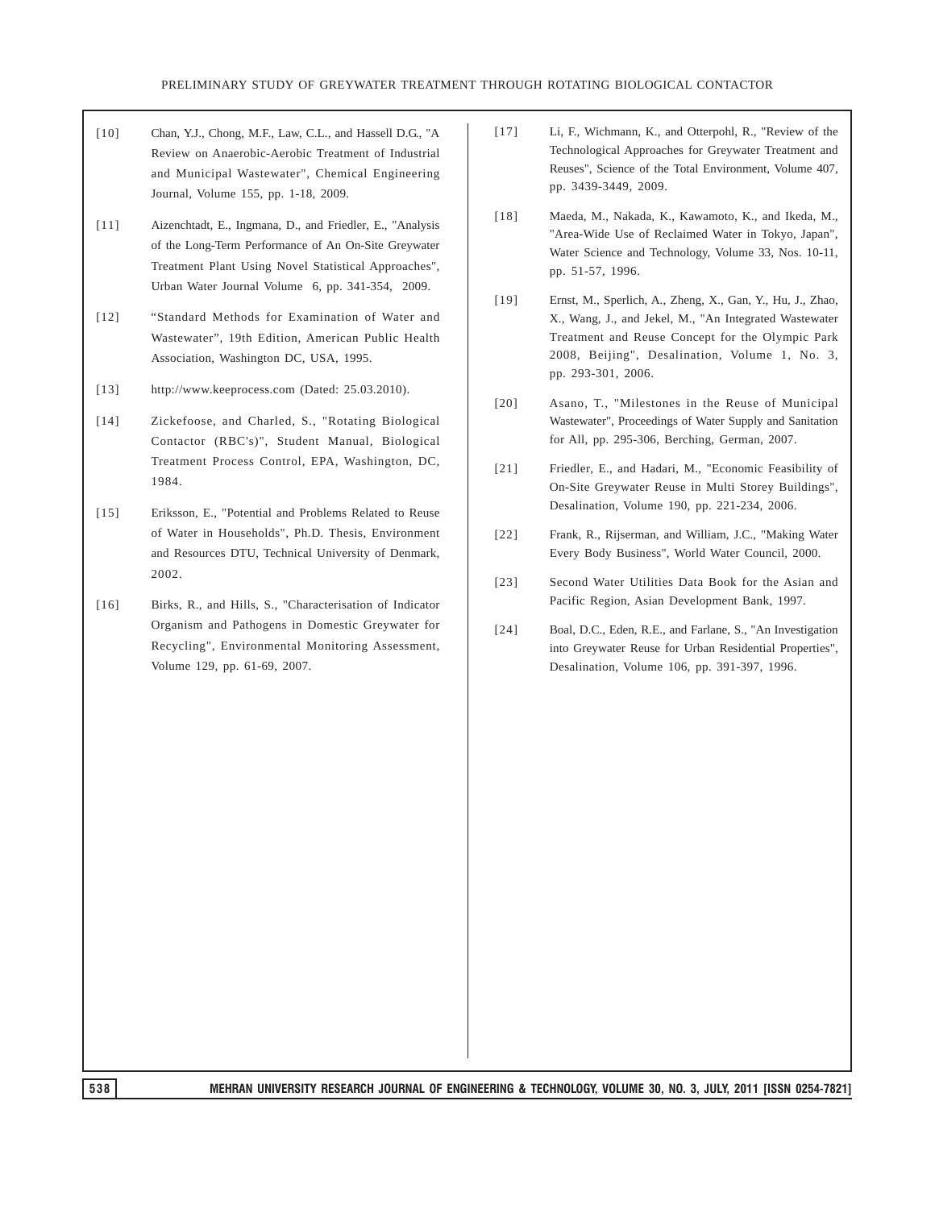[10] Chan, Y.J., Chong, M.F., Law, C.L., and Hassell D.G., "A Review on Anaerobic-Aerobic Treatment of Industrial and Municipal Wastewater", Chemical Engineering Journal, Volume 155, pp. 1-18, 2009.

[11] Aizenchtadt, E., Ingmana, D., and Friedler, E., "Analysis of the Long-Term Performance of An On-Site Greywater Treatment Plant Using Novel Statistical Approaches", Urban Water Journal Volume 6, pp. 341-354, 2009.

[12] "Standard Methods for Examination of Water and Wastewater", 19th Edition, American Public Health Association, Washington DC, USA, 1995.

[13] http://www.keeprocess.com (Dated: 25.03.2010).

[14] Zickefoose, and Charled, S., "Rotating Biological Contactor (RBC's)", Student Manual, Biological Treatment Process Control, EPA, Washington, DC, 1984.

[15] Eriksson, E., "Potential and Problems Related to Reuse of Water in Households", Ph.D. Thesis, Environment and Resources DTU, Technical University of Denmark, 2002.

[16] Birks, R., and Hills, S., "Characterisation of Indicator Organism and Pathogens in Domestic Greywater for Recycling", Environmental Monitoring Assessment, Volume 129, pp. 61-69, 2007.

[17] Li, F., Wichmann, K., and Otterpohl, R., "Review of the Technological Approaches for Greywater Treatment and Reuses", Science of the Total Environment, Volume 407, pp. 3439-3449, 2009.

[18] Maeda, M., Nakada, K., Kawamoto, K., and Ikeda, M., "Area-Wide Use of Reclaimed Water in Tokyo, Japan", Water Science and Technology, Volume 33, Nos. 10-11, pp. 51-57, 1996.

[19] Ernst, M., Sperlich, A., Zheng, X., Gan, Y., Hu, J., Zhao, X., Wang, J., and Jekel, M., "An Integrated Wastewater Treatment and Reuse Concept for the Olympic Park 2008, Beijing", Desalination, Volume 1, No. 3, pp. 293-301, 2006.

[20] Asano, T., "Milestones in the Reuse of Municipal Wastewater", Proceedings of Water Supply and Sanitation for All, pp. 295-306, Berching, German, 2007.

[21] Friedler, E., and Hadari, M., "Economic Feasibility of On-Site Greywater Reuse in Multi Storey Buildings", Desalination, Volume 190, pp. 221-234, 2006.

[22] Frank, R., Rijserman, and William, J.C., "Making Water Every Body Business", World Water Council, 2000.

[23] Second Water Utilities Data Book for the Asian and Pacific Region, Asian Development Bank, 1997.

[24] Boal, D.C., Eden, R.E., and Farlane, S., "An Investigation into Greywater Reuse for Urban Residential Properties", Desalination, Volume 106, pp. 391-397, 1996.